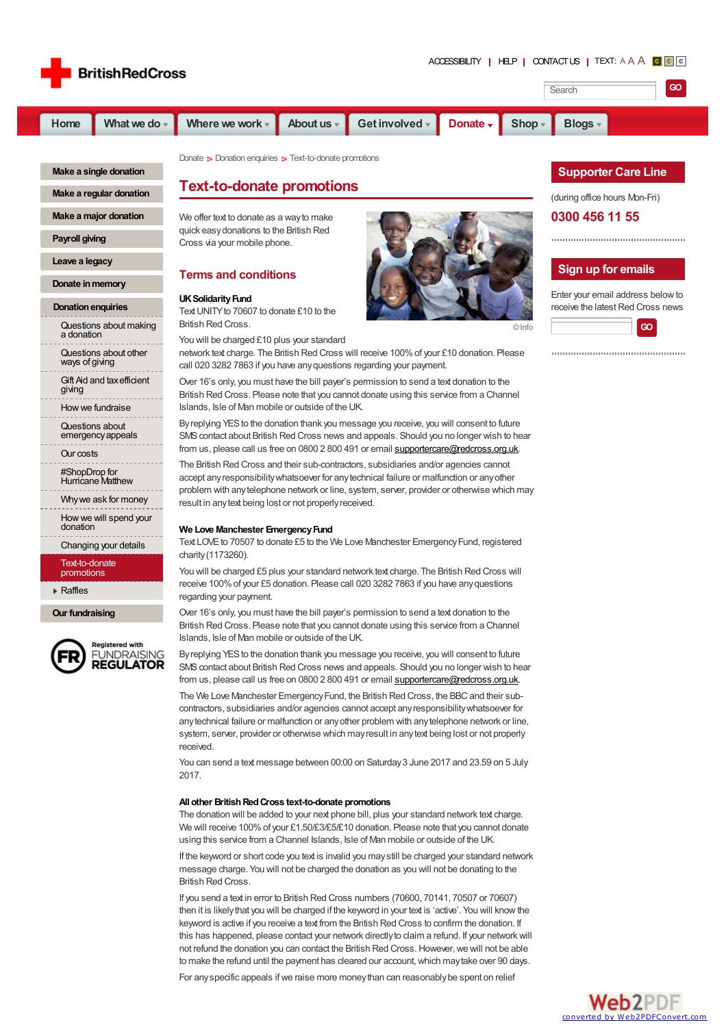Donate > Donation enquiries > Text-to-donate promotions

# Text-to-donate promotions

We offer text to donate as a way to make quick easy donations to the British Red Cross via your mobile phone.

©Info

## Terms and conditions

**UK Solidarity Fund**
Text UNITY to 70607 to donate £10 to the British Red Cross.

You will be charged £10 plus your standard network text charge. The British Red Cross will receive 100% of your £10 donation. Please call 020 3282 7863 if you have any questions regarding your payment.

Over 16's only, you must have the bill payer's permission to send a text donation to the British Red Cross. Please note that you cannot donate using this service from a Channel Islands, Isle of Man mobile or outside of the UK.

By replying YES to the donation thank you message you receive, you will consent to future SMS contact about British Red Cross news and appeals. Should you no longer wish to hear from us, please call us free on 0800 2 800 491 or email supportercare@redcross.org.uk.

The British Red Cross and their sub-contractors, subsidiaries and/or agencies cannot accept any responsibility whatsoever for any technical failure or malfunction or any other problem with any telephone network or line, system, server, provider or otherwise which may result in any text being lost or not properly received.

**We Love Manchester Emergency Fund**
Text LOVE to 70507 to donate £5 to the We Love Manchester Emergency Fund, registered charity (1173260).

You will be charged £5 plus your standard network text charge. The British Red Cross will receive 100% of your £5 donation. Please call 020 3282 7863 if you have any questions regarding your payment.

Over 16's only, you must have the bill payer's permission to send a text donation to the British Red Cross. Please note that you cannot donate using this service from a Channel Islands, Isle of Man mobile or outside of the UK.

By replying YES to the donation thank you message you receive, you will consent to future SMS contact about British Red Cross news and appeals. Should you no longer wish to hear from us, please call us free on 0800 2 800 491 or email supportercare@redcross.org.uk.

The We Love Manchester Emergency Fund, the British Red Cross, the BBC and their sub-contractors, subsidiaries and/or agencies cannot accept any responsibility whatsoever for any technical failure or malfunction or any other problem with any telephone network or line, system, server, provider or otherwise which may result in any text being lost or not properly received.

You can send a text message between 00:00 on Saturday 3 June 2017 and 23.59 on 5 July 2017.

**All other British Red Cross text-to-donate promotions**
The donation will be added to your next phone bill, plus your standard network text charge. We will receive 100% of your £1.50/£3/£5/£10 donation. Please note that you cannot donate using this service from a Channel Islands, Isle of Man mobile or outside of the UK.

If the keyword or short code you text is invalid you may still be charged your standard network message charge. You will not be charged the donation as you will not be donating to the British Red Cross.

If you send a text in error to British Red Cross numbers (70600, 70141, 70507 or 70607) then it is likely that you will be charged if the keyword in your text is 'active'. You will know the keyword is active if you receive a text from the British Red Cross to confirm the donation. If this has happened, please contact your network directly to claim a refund. If your network will not refund the donation you can contact the British Red Cross. However, we will not be able to make the refund until the payment has cleared our account, which may take over 90 days.

For any specific appeals if we raise more money than can reasonably be spent on relief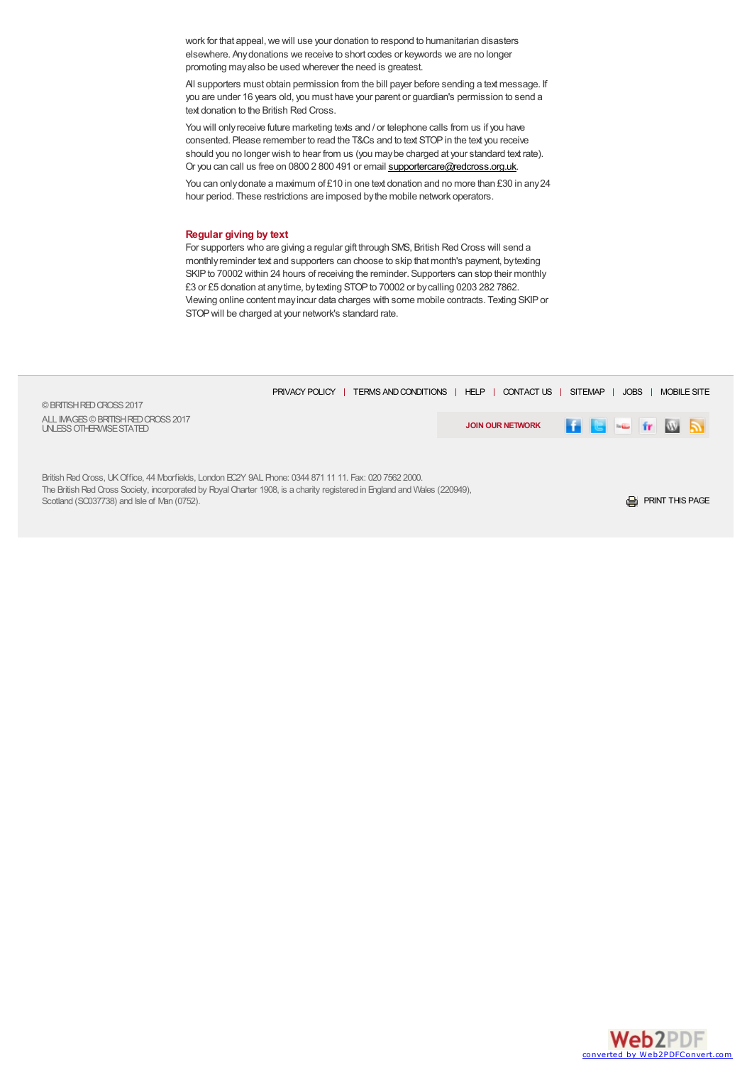work for that appeal, we will use your donation to respond to humanitarian disasters elsewhere. Any donations we receive to short codes or keywords we are no longer promoting may also be used wherever the need is greatest.

All supporters must obtain permission from the bill payer before sending a text message. If you are under 16 years old, you must have your parent or guardian's permission to send a text donation to the British Red Cross.

You will only receive future marketing texts and / or telephone calls from us if you have consented. Please remember to read the T&Cs and to text STOP in the text you receive should you no longer wish to hear from us (you may be charged at your standard text rate). Or you can call us free on 0800 2 800 491 or email supportercare@redcross.org.uk.

You can only donate a maximum of £10 in one text donation and no more than £30 in any 24 hour period. These restrictions are imposed by the mobile network operators.

## Regular giving by text

For supporters who are giving a regular gift through SMS, British Red Cross will send a monthly reminder text and supporters can choose to skip that month's payment, by texting SKIP to 70002 within 24 hours of receiving the reminder. Supporters can stop their monthly £3 or £5 donation at any time, by texting STOP to 70002 or by calling 0203 282 7862. Viewing online content may incur data charges with some mobile contracts. Texting SKIP or STOP will be charged at your network's standard rate.

PRIVACY POLICY | TERMS AND CONDITIONS | HELP | CONTACT US | SITEMAP | JOBS | MOBILE SITE

© BRITISH RED CROSS 2017

ALL IMAGES © BRITISH RED CROSS 2017
UNLESS OTHERWISE STATED

JOIN OUR NETWORK

British Red Cross, UK Office, 44 Moorfields, London EC2Y 9AL Phone: 0344 871 11 11. Fax: 020 7562 2000.
The British Red Cross Society, incorporated by Royal Charter 1908, is a charity registered in England and Wales (220949), Scotland (SC037738) and Isle of Man (0752).

PRINT THIS PAGE